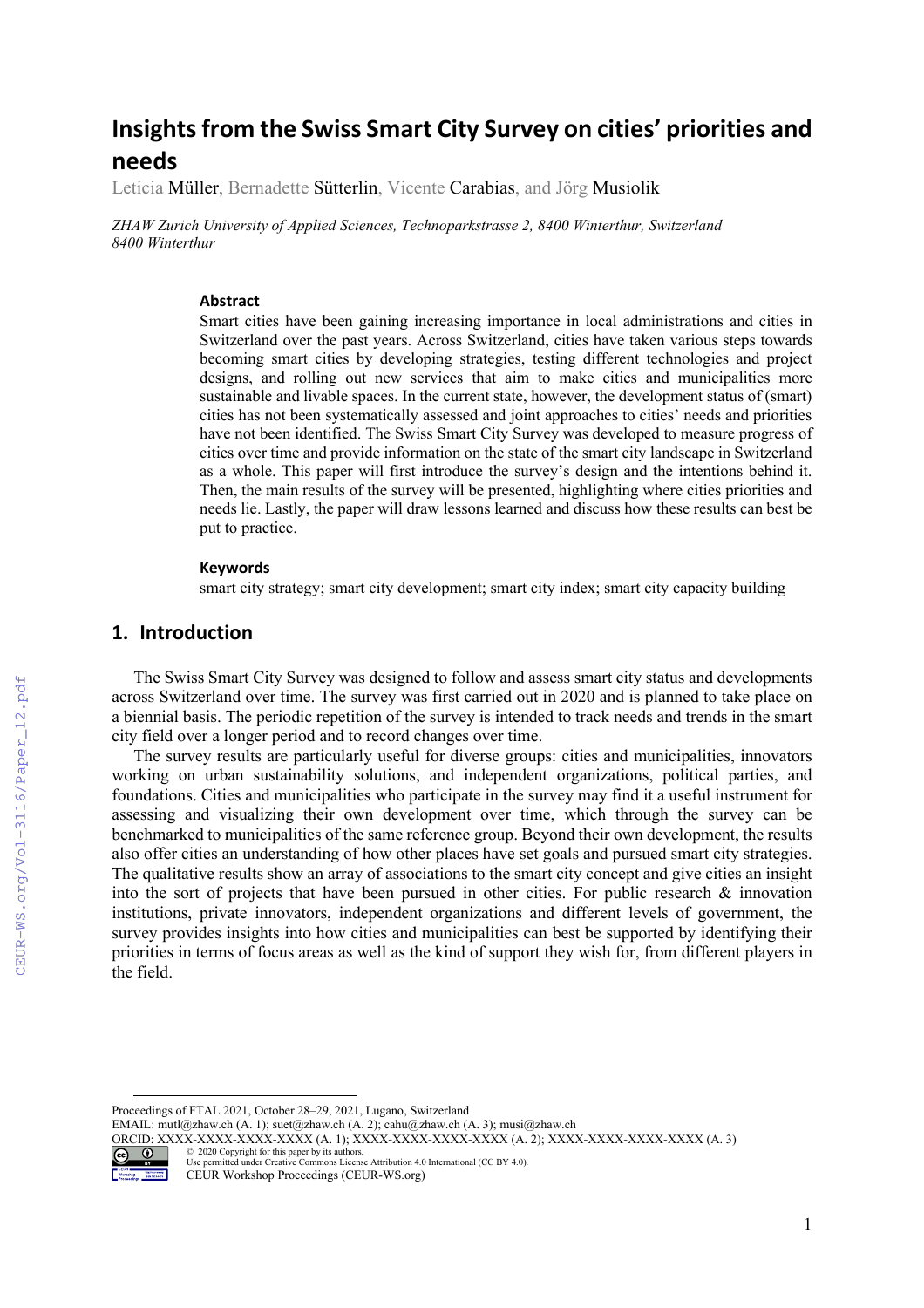# Insights from the Swiss Smart City Survey on cities' priorities and needs

Leticia Müller, Bernadette Sütterlin, Vicente Carabias, and Jörg Musiolik

*ZHAW Zurich University of Applied Sciences, Technoparkstrasse 2, 8400 Winterthur, Switzerland 8400 Winterthur*

### Abstract

Smart cities have been gaining increasing importance in local administrations and cities in Switzerland over the past years. Across Switzerland, cities have taken various steps towards becoming smart cities by developing strategies, testing different technologies and project designs, and rolling out new services that aim to make cities and municipalities more sustainable and livable spaces. In the current state, however, the development status of (smart) cities has not been systematically assessed and joint approaches to cities' needs and priorities have not been identified. The Swiss Smart City Survey was developed to measure progress of cities over time and provide information on the state of the smart city landscape in Switzerland as a whole. This paper will first introduce the survey's design and the intentions behind it. Then, the main results of the survey will be presented, highlighting where cities priorities and needs lie. Lastly, the paper will draw lessons learned and discuss how these results can best be put to practice.

### Keywords

smart city strategy; smart city development; smart city index; smart city capacity building

## 1. Introduction

The Swiss Smart City Survey was designed to follow and assess smart city status and developments across Switzerland over time. The survey was first carried out in 2020 and is planned to take place on a biennial basis. The periodic repetition of the survey is intended to track needs and trends in the smart city field over a longer period and to record changes over time.

The survey results are particularly useful for diverse groups: cities and municipalities, innovators working on urban sustainability solutions, and independent organizations, political parties, and foundations. Cities and municipalities who participate in the survey may find it a useful instrument for assessing and visualizing their own development over time, which through the survey can be benchmarked to municipalities of the same reference group. Beyond their own development, the results also offer cities an understanding of how other places have set goals and pursued smart city strategies. The qualitative results show an array of associations to the smart city concept and give cities an insight into the sort of projects that have been pursued in other cities. For public research & innovation institutions, private innovators, independent organizations and different levels of government, the survey provides insights into how cities and municipalities can best be supported by identifying their priorities in terms of focus areas as well as the kind of support they wish for, from different players in the field.

---

Proceedings of FTAL 2021, October 28–29, 2021, Lugano, Switzerland
EMAIL: mutl@zhaw.ch (A. 1); suet@zhaw.ch (A. 2); cahu@zhaw.ch (A. 3); musi@zhaw.ch
ORCID: XXXX-XXXX-XXXX-XXXX (A. 1); XXXX-XXXX-XXXX-XXXX (A. 2); XXXX-XXXX-XXXX-XXXX (A. 3)
© 2020 Copyright for this paper by its authors.
Use permitted under Creative Commons License Attribution 4.0 International (CC BY 4.0).
CEUR Workshop Proceedings (CEUR-WS.org)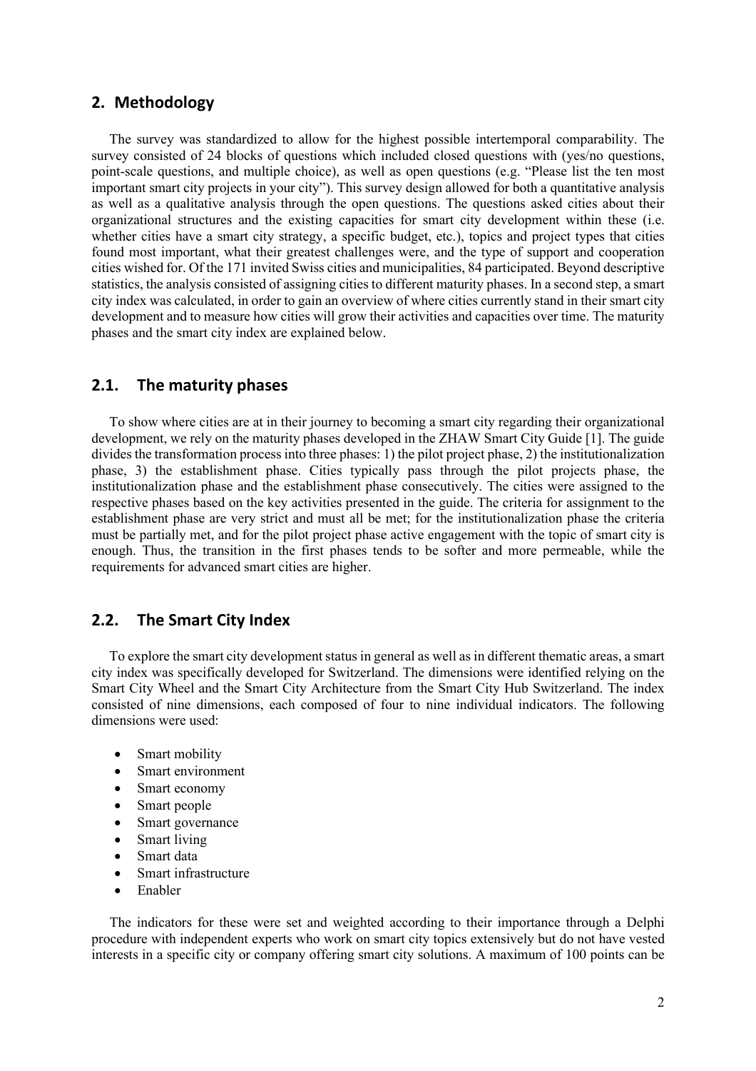## 2. Methodology

The survey was standardized to allow for the highest possible intertemporal comparability. The survey consisted of 24 blocks of questions which included closed questions with (yes/no questions, point-scale questions, and multiple choice), as well as open questions (e.g. "Please list the ten most important smart city projects in your city"). This survey design allowed for both a quantitative analysis as well as a qualitative analysis through the open questions. The questions asked cities about their organizational structures and the existing capacities for smart city development within these (i.e. whether cities have a smart city strategy, a specific budget, etc.), topics and project types that cities found most important, what their greatest challenges were, and the type of support and cooperation cities wished for. Of the 171 invited Swiss cities and municipalities, 84 participated. Beyond descriptive statistics, the analysis consisted of assigning cities to different maturity phases. In a second step, a smart city index was calculated, in order to gain an overview of where cities currently stand in their smart city development and to measure how cities will grow their activities and capacities over time. The maturity phases and the smart city index are explained below.

## 2.1. The maturity phases

To show where cities are at in their journey to becoming a smart city regarding their organizational development, we rely on the maturity phases developed in the ZHAW Smart City Guide [1]. The guide divides the transformation process into three phases: 1) the pilot project phase, 2) the institutionalization phase, 3) the establishment phase. Cities typically pass through the pilot projects phase, the institutionalization phase and the establishment phase consecutively. The cities were assigned to the respective phases based on the key activities presented in the guide. The criteria for assignment to the establishment phase are very strict and must all be met; for the institutionalization phase the criteria must be partially met, and for the pilot project phase active engagement with the topic of smart city is enough. Thus, the transition in the first phases tends to be softer and more permeable, while the requirements for advanced smart cities are higher.

## 2.2. The Smart City Index

To explore the smart city development status in general as well as in different thematic areas, a smart city index was specifically developed for Switzerland. The dimensions were identified relying on the Smart City Wheel and the Smart City Architecture from the Smart City Hub Switzerland. The index consisted of nine dimensions, each composed of four to nine individual indicators. The following dimensions were used:

- Smart mobility
- Smart environment
- Smart economy
- Smart people
- Smart governance
- Smart living
- Smart data
- Smart infrastructure
- Enabler

The indicators for these were set and weighted according to their importance through a Delphi procedure with independent experts who work on smart city topics extensively but do not have vested interests in a specific city or company offering smart city solutions. A maximum of 100 points can be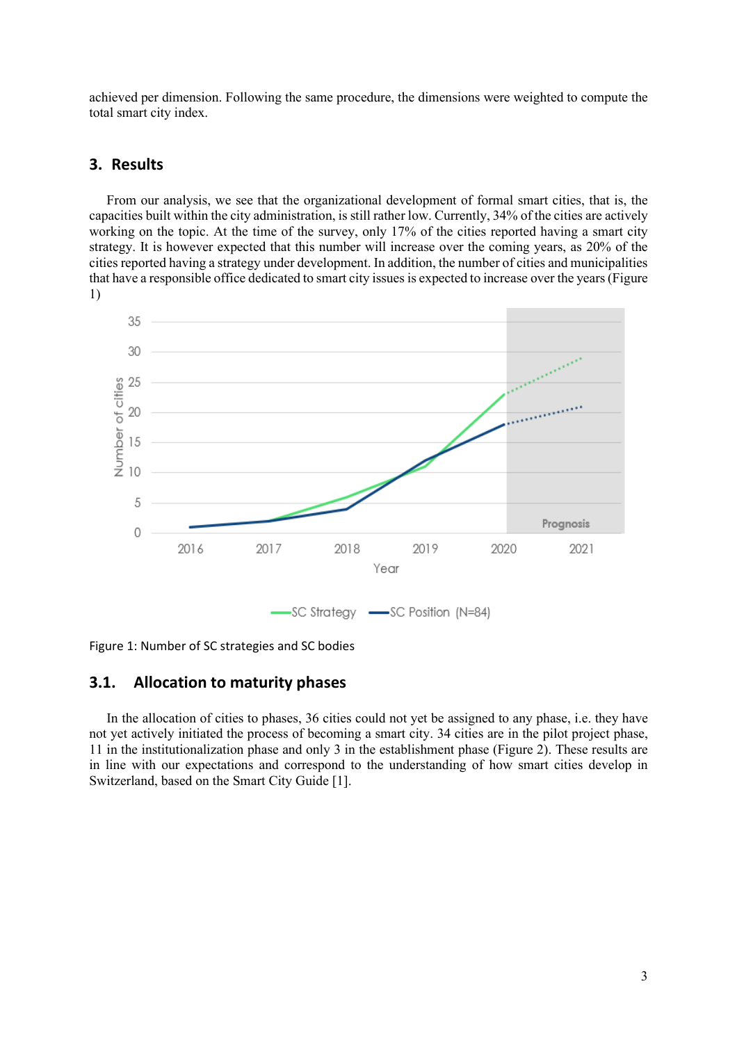achieved per dimension. Following the same procedure, the dimensions were weighted to compute the total smart city index.

## 3. Results

From our analysis, we see that the organizational development of formal smart cities, that is, the capacities built within the city administration, is still rather low. Currently, 34% of the cities are actively working on the topic. At the time of the survey, only 17% of the cities reported having a smart city strategy. It is however expected that this number will increase over the coming years, as 20% of the cities reported having a strategy under development. In addition, the number of cities and municipalities that have a responsible office dedicated to smart city issues is expected to increase over the years (Figure 1)

Figure 1: Number of SC strategies and SC bodies

### 3.1. Allocation to maturity phases

In the allocation of cities to phases, 36 cities could not yet be assigned to any phase, i.e. they have not yet actively initiated the process of becoming a smart city. 34 cities are in the pilot project phase, 11 in the institutionalization phase and only 3 in the establishment phase (Figure 2). These results are in line with our expectations and correspond to the understanding of how smart cities develop in Switzerland, based on the Smart City Guide [1].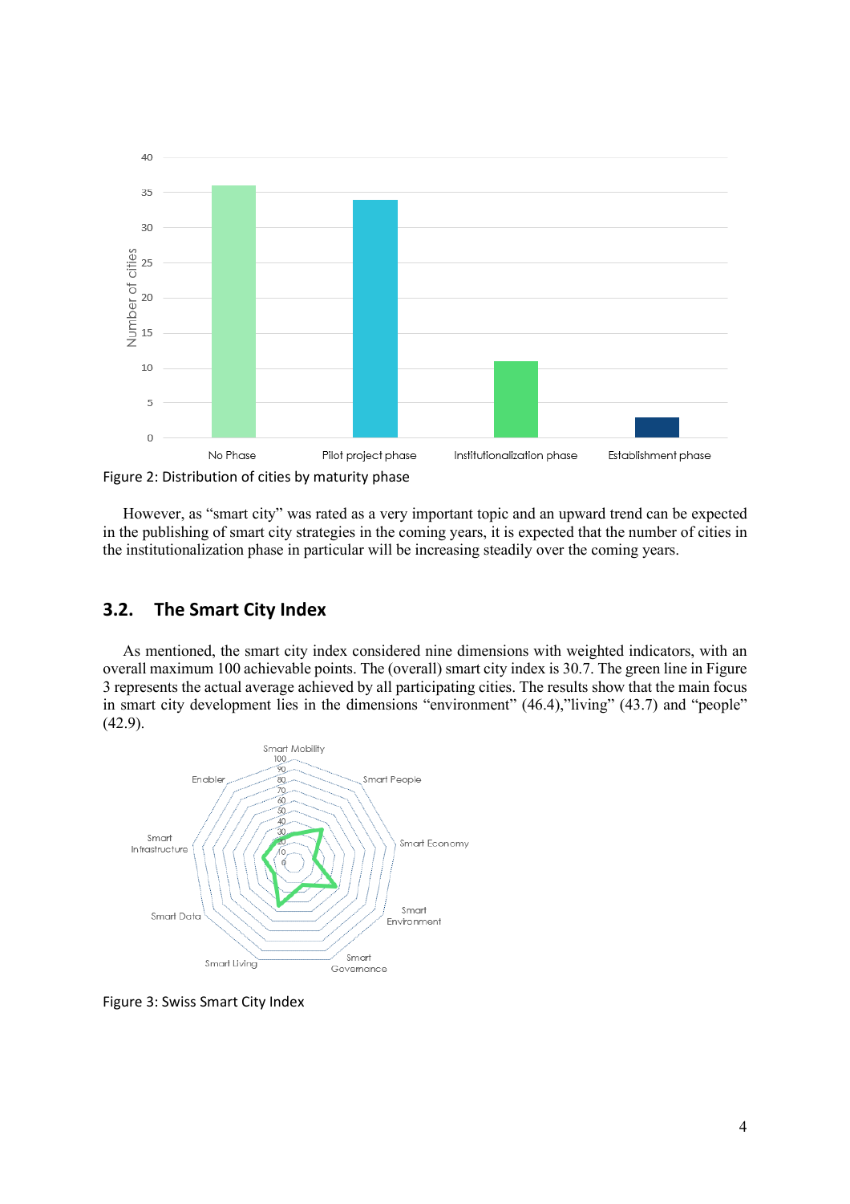Figure 2: Distribution of cities by maturity phase

However, as "smart city" was rated as a very important topic and an upward trend can be expected in the publishing of smart city strategies in the coming years, it is expected that the number of cities in the institutionalization phase in particular will be increasing steadily over the coming years.

## 3.2. The Smart City Index

As mentioned, the smart city index considered nine dimensions with weighted indicators, with an overall maximum 100 achievable points. The (overall) smart city index is 30.7. The green line in Figure 3 represents the actual average achieved by all participating cities. The results show that the main focus in smart city development lies in the dimensions "environment" (46.4),"living" (43.7) and "people" (42.9).

Figure 3: Swiss Smart City Index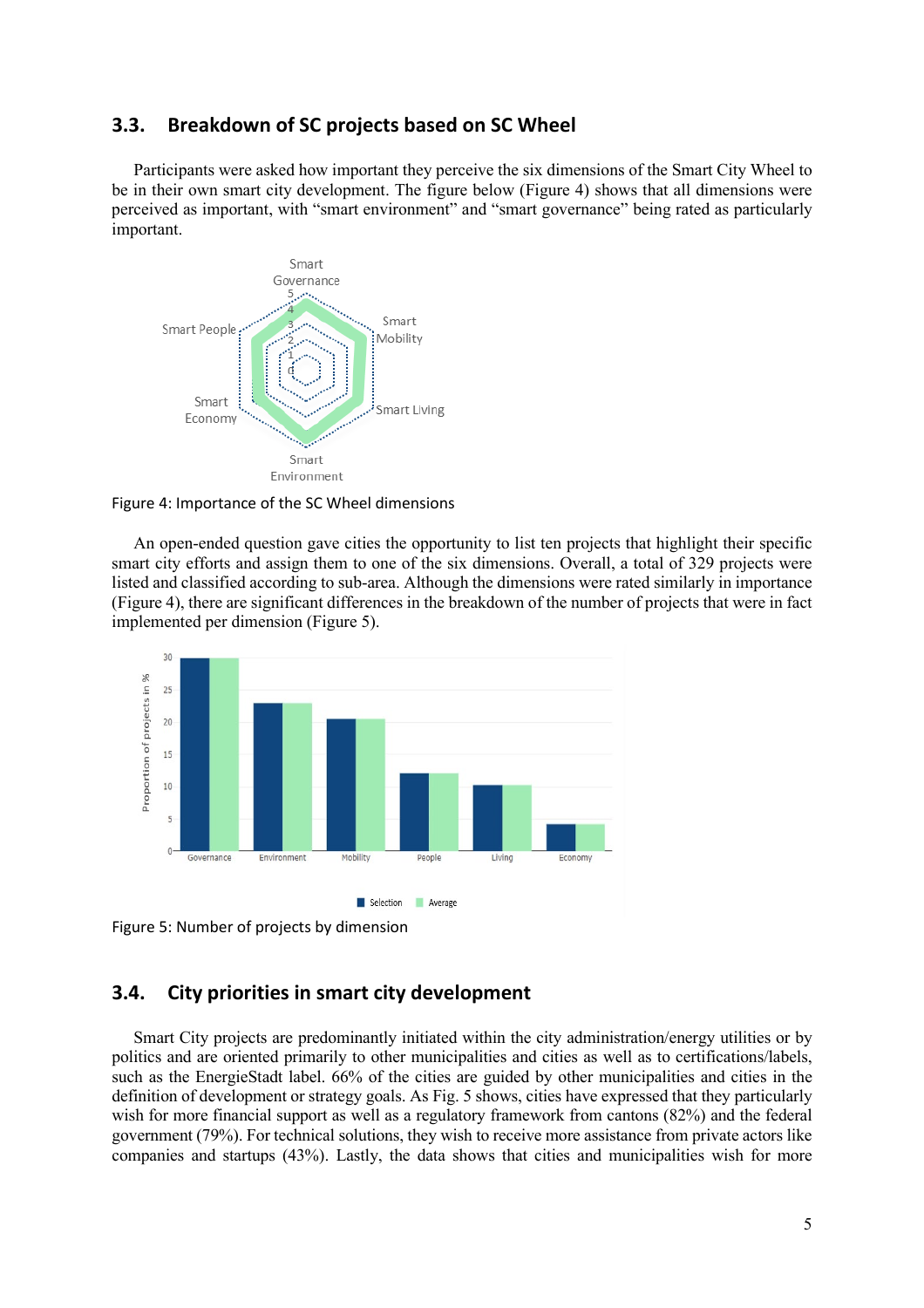## 3.3. Breakdown of SC projects based on SC Wheel

Participants were asked how important they perceive the six dimensions of the Smart City Wheel to be in their own smart city development. The figure below (Figure 4) shows that all dimensions were perceived as important, with "smart environment" and "smart governance" being rated as particularly important.

Figure 4: Importance of the SC Wheel dimensions

An open-ended question gave cities the opportunity to list ten projects that highlight their specific smart city efforts and assign them to one of the six dimensions. Overall, a total of 329 projects were listed and classified according to sub-area. Although the dimensions were rated similarly in importance (Figure 4), there are significant differences in the breakdown of the number of projects that were in fact implemented per dimension (Figure 5).

Figure 5: Number of projects by dimension

## 3.4. City priorities in smart city development

Smart City projects are predominantly initiated within the city administration/energy utilities or by politics and are oriented primarily to other municipalities and cities as well as to certifications/labels, such as the EnergieStadt label. 66% of the cities are guided by other municipalities and cities in the definition of development or strategy goals. As Fig. 5 shows, cities have expressed that they particularly wish for more financial support as well as a regulatory framework from cantons (82%) and the federal government (79%). For technical solutions, they wish to receive more assistance from private actors like companies and startups (43%). Lastly, the data shows that cities and municipalities wish for more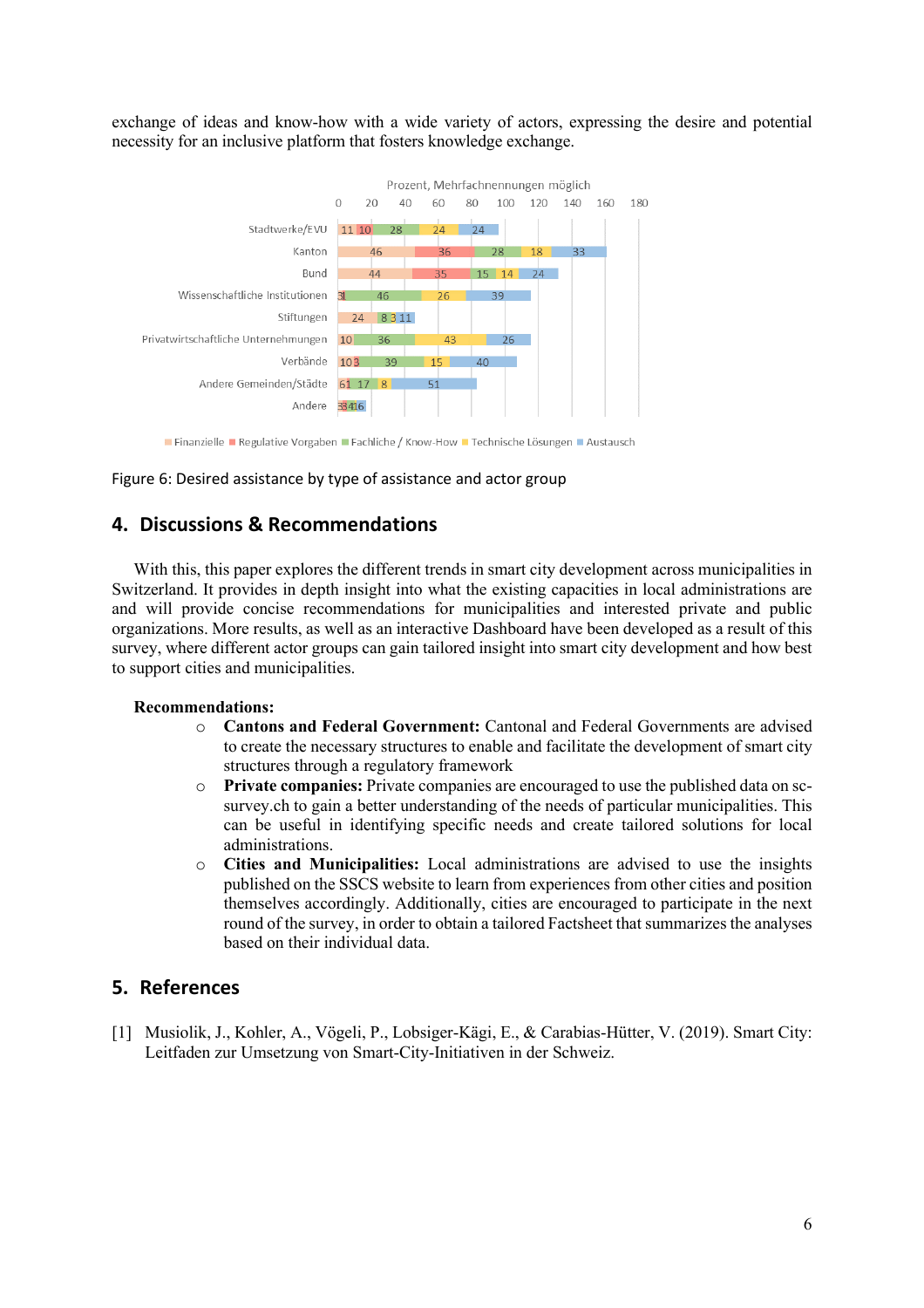exchange of ideas and know-how with a wide variety of actors, expressing the desire and potential necessity for an inclusive platform that fosters knowledge exchange.

Prozent, Mehrfachnennungen möglich

0 20 40 60 80 100 120 140 160 180

Stadtwerke/EVU 11 10 28 24 24

Kanton 46 36 28 18 33

Bund 44 35 15 14 24

Wissenschaftliche Institutionen 3 1 46 26 39

Stiftungen 24 8 3 11

Privatwirtschaftliche Unternehmungen 10 36 43 26

Verbände 10 3 39 15 40

Andere Gemeinden/Städte 6 1 17 8 51

Andere 3 3 4 1 6

Finanzielle  Regulative Vorgaben  Fachliche / Know-How  Technische Lösungen  Austausch

Figure 6: Desired assistance by type of assistance and actor group

## 4. Discussions & Recommendations

With this, this paper explores the different trends in smart city development across municipalities in Switzerland. It provides in depth insight into what the existing capacities in local administrations are and will provide concise recommendations for municipalities and interested private and public organizations. More results, as well as an interactive Dashboard have been developed as a result of this survey, where different actor groups can gain tailored insight into smart city development and how best to support cities and municipalities.

**Recommendations:**

- **Cantons and Federal Government:** Cantonal and Federal Governments are advised to create the necessary structures to enable and facilitate the development of smart city structures through a regulatory framework
- **Private companies:** Private companies are encouraged to use the published data on sc-survey.ch to gain a better understanding of the needs of particular municipalities. This can be useful in identifying specific needs and create tailored solutions for local administrations.
- **Cities and Municipalities:** Local administrations are advised to use the insights published on the SSCS website to learn from experiences from other cities and position themselves accordingly. Additionally, cities are encouraged to participate in the next round of the survey, in order to obtain a tailored Factsheet that summarizes the analyses based on their individual data.

## 5. References

[1] Musiolik, J., Kohler, A., Vögeli, P., Lobsiger-Kägi, E., & Carabias-Hütter, V. (2019). Smart City: Leitfaden zur Umsetzung von Smart-City-Initiativen in der Schweiz.